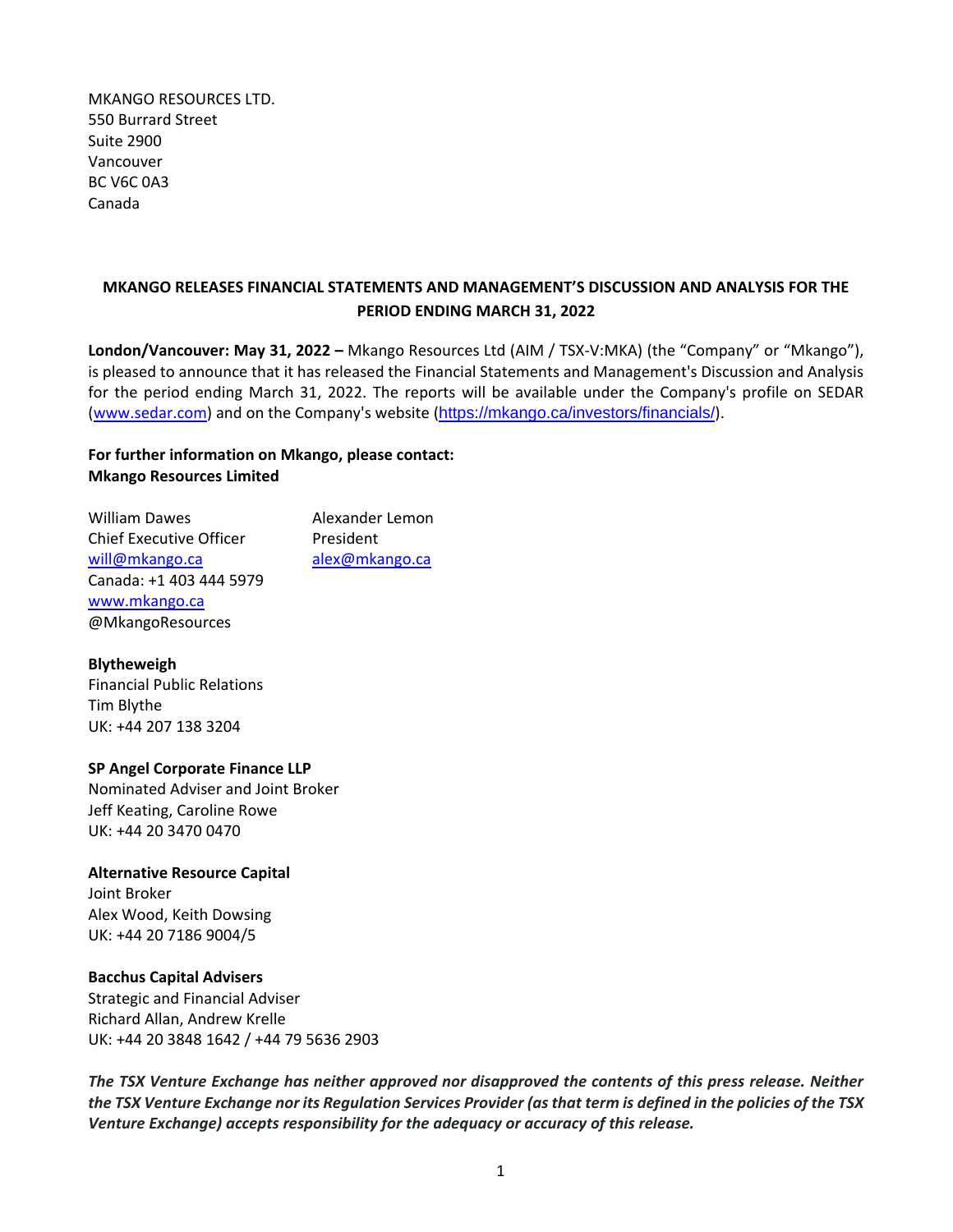MKANGO RESOURCES LTD.  
550 Burrard Street  
Suite 2900  
Vancouver  
BC V6C 0A3  
Canada

## MKANGO RELEASES FINANCIAL STATEMENTS AND MANAGEMENT'S DISCUSSION AND ANALYSIS FOR THE PERIOD ENDING MARCH 31, 2022

**London/Vancouver: May 31, 2022 –** Mkango Resources Ltd (AIM / TSX-V:MKA) (the "Company" or "Mkango"), is pleased to announce that it has released the Financial Statements and Management's Discussion and Analysis for the period ending March 31, 2022. The reports will be available under the Company's profile on SEDAR (www.sedar.com) and on the Company's website (https://mkango.ca/investors/financials/).

**For further information on Mkango, please contact:**  
**Mkango Resources Limited**

William Dawes  
Chief Executive Officer  
will@mkango.ca  
Canada: +1 403 444 5979  
www.mkango.ca  
@MkangoResources

Alexander Lemon  
President  
alex@mkango.ca

**Blytheweigh**  
Financial Public Relations  
Tim Blythe  
UK: +44 207 138 3204

**SP Angel Corporate Finance LLP**  
Nominated Adviser and Joint Broker  
Jeff Keating, Caroline Rowe  
UK: +44 20 3470 0470

**Alternative Resource Capital**  
Joint Broker  
Alex Wood, Keith Dowsing  
UK: +44 20 7186 9004/5

**Bacchus Capital Advisers**  
Strategic and Financial Adviser  
Richard Allan, Andrew Krelle  
UK: +44 20 3848 1642 / +44 79 5636 2903

***The TSX Venture Exchange has neither approved nor disapproved the contents of this press release. Neither the TSX Venture Exchange nor its Regulation Services Provider (as that term is defined in the policies of the TSX Venture Exchange) accepts responsibility for the adequacy or accuracy of this release.***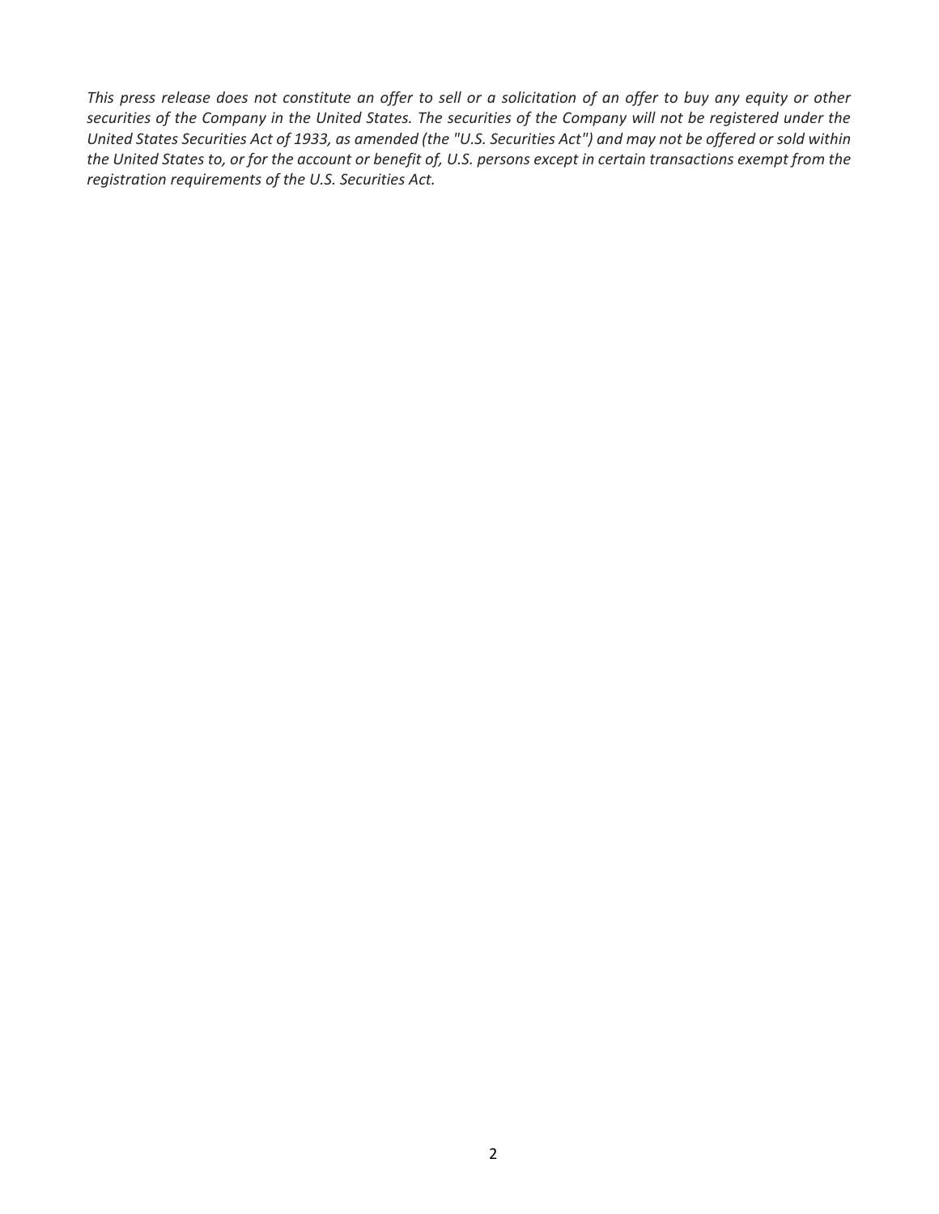*This press release does not constitute an offer to sell or a solicitation of an offer to buy any equity or other securities of the Company in the United States. The securities of the Company will not be registered under the United States Securities Act of 1933, as amended (the "U.S. Securities Act") and may not be offered or sold within the United States to, or for the account or benefit of, U.S. persons except in certain transactions exempt from the registration requirements of the U.S. Securities Act.*